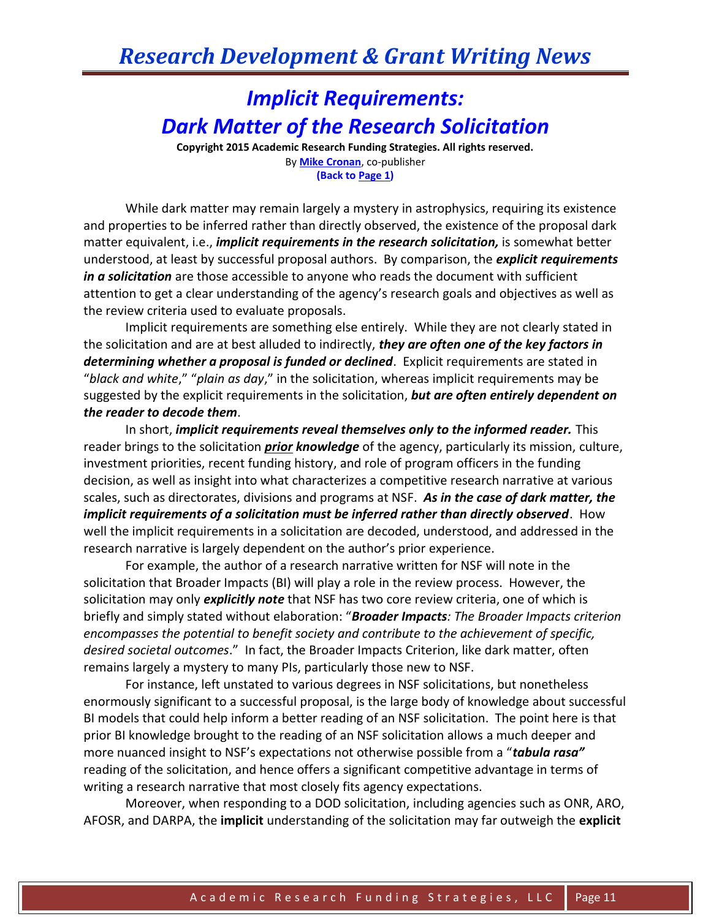# *Implicit Requirements: Dark Matter of the Research Solicitation*

**Copyright 2015 Academic Research Funding Strategies. All rights reserved.**
By **Mike Cronan**, co-publisher
**(Back to Page 1)**

While dark matter may remain largely a mystery in astrophysics, requiring its existence and properties to be inferred rather than directly observed, the existence of the proposal dark matter equivalent, i.e., ***implicit requirements in the research solicitation,*** is somewhat better understood, at least by successful proposal authors. By comparison, the ***explicit requirements in a solicitation*** are those accessible to anyone who reads the document with sufficient attention to get a clear understanding of the agency's research goals and objectives as well as the review criteria used to evaluate proposals.

Implicit requirements are something else entirely. While they are not clearly stated in the solicitation and are at best alluded to indirectly, ***they are often one of the key factors in determining whether a proposal is funded or declined***. Explicit requirements are stated in "*black and white*," "*plain as day*," in the solicitation, whereas implicit requirements may be suggested by the explicit requirements in the solicitation, ***but are often entirely dependent on the reader to decode them***.

In short, ***implicit requirements reveal themselves only to the informed reader.*** This reader brings to the solicitation ***prior knowledge*** of the agency, particularly its mission, culture, investment priorities, recent funding history, and role of program officers in the funding decision, as well as insight into what characterizes a competitive research narrative at various scales, such as directorates, divisions and programs at NSF. ***As in the case of dark matter, the implicit requirements of a solicitation must be inferred rather than directly observed***. How well the implicit requirements in a solicitation are decoded, understood, and addressed in the research narrative is largely dependent on the author's prior experience.

For example, the author of a research narrative written for NSF will note in the solicitation that Broader Impacts (BI) will play a role in the review process. However, the solicitation may only ***explicitly note*** that NSF has two core review criteria, one of which is briefly and simply stated without elaboration: "***Broader Impacts****: The Broader Impacts criterion encompasses the potential to benefit society and contribute to the achievement of specific, desired societal outcomes*." In fact, the Broader Impacts Criterion, like dark matter, often remains largely a mystery to many PIs, particularly those new to NSF.

For instance, left unstated to various degrees in NSF solicitations, but nonetheless enormously significant to a successful proposal, is the large body of knowledge about successful BI models that could help inform a better reading of an NSF solicitation. The point here is that prior BI knowledge brought to the reading of an NSF solicitation allows a much deeper and more nuanced insight to NSF's expectations not otherwise possible from a "***tabula rasa"*** reading of the solicitation, and hence offers a significant competitive advantage in terms of writing a research narrative that most closely fits agency expectations.

Moreover, when responding to a DOD solicitation, including agencies such as ONR, ARO, AFOSR, and DARPA, the **implicit** understanding of the solicitation may far outweigh the **explicit**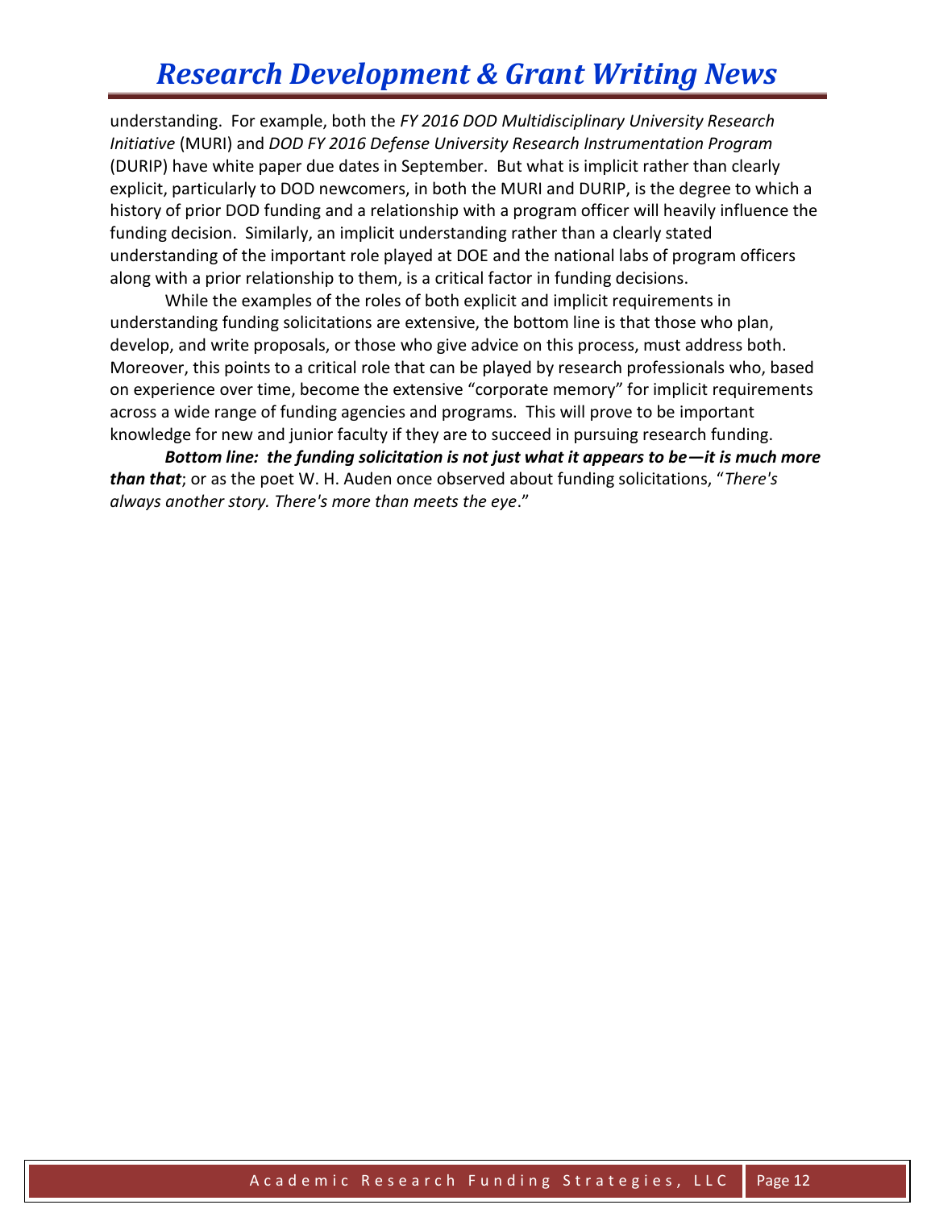understanding. For example, both the *FY 2016 DOD Multidisciplinary University Research Initiative* (MURI) and *DOD FY 2016 Defense University Research Instrumentation Program* (DURIP) have white paper due dates in September. But what is implicit rather than clearly explicit, particularly to DOD newcomers, in both the MURI and DURIP, is the degree to which a history of prior DOD funding and a relationship with a program officer will heavily influence the funding decision. Similarly, an implicit understanding rather than a clearly stated understanding of the important role played at DOE and the national labs of program officers along with a prior relationship to them, is a critical factor in funding decisions.

While the examples of the roles of both explicit and implicit requirements in understanding funding solicitations are extensive, the bottom line is that those who plan, develop, and write proposals, or those who give advice on this process, must address both. Moreover, this points to a critical role that can be played by research professionals who, based on experience over time, become the extensive "corporate memory" for implicit requirements across a wide range of funding agencies and programs. This will prove to be important knowledge for new and junior faculty if they are to succeed in pursuing research funding.

***Bottom line: the funding solicitation is not just what it appears to be—it is much more than that***; or as the poet W. H. Auden once observed about funding solicitations, "*There's always another story. There's more than meets the eye*."